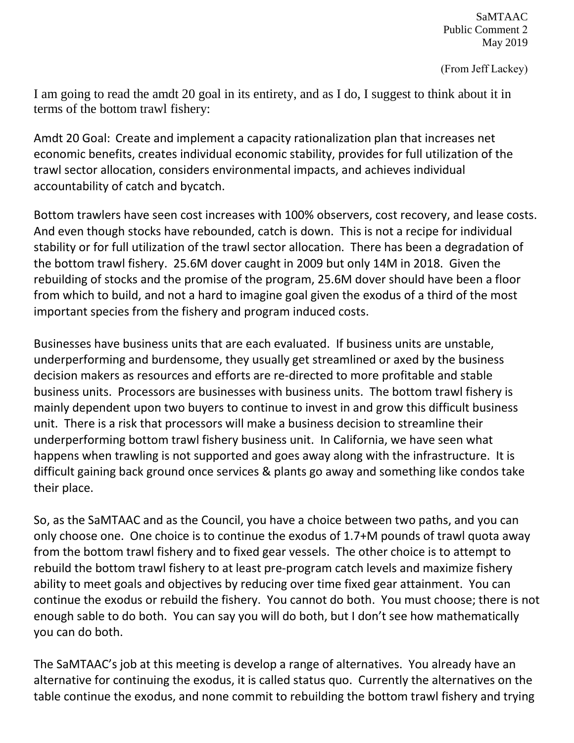SaMTAAC
Public Comment 2
May 2019

(From Jeff Lackey)

I am going to read the amdt 20 goal in its entirety, and as I do, I suggest to think about it in terms of the bottom trawl fishery:

Amdt 20 Goal: Create and implement a capacity rationalization plan that increases net economic benefits, creates individual economic stability, provides for full utilization of the trawl sector allocation, considers environmental impacts, and achieves individual accountability of catch and bycatch.

Bottom trawlers have seen cost increases with 100% observers, cost recovery, and lease costs. And even though stocks have rebounded, catch is down. This is not a recipe for individual stability or for full utilization of the trawl sector allocation. There has been a degradation of the bottom trawl fishery. 25.6M dover caught in 2009 but only 14M in 2018. Given the rebuilding of stocks and the promise of the program, 25.6M dover should have been a floor from which to build, and not a hard to imagine goal given the exodus of a third of the most important species from the fishery and program induced costs.

Businesses have business units that are each evaluated. If business units are unstable, underperforming and burdensome, they usually get streamlined or axed by the business decision makers as resources and efforts are re-directed to more profitable and stable business units. Processors are businesses with business units. The bottom trawl fishery is mainly dependent upon two buyers to continue to invest in and grow this difficult business unit. There is a risk that processors will make a business decision to streamline their underperforming bottom trawl fishery business unit. In California, we have seen what happens when trawling is not supported and goes away along with the infrastructure. It is difficult gaining back ground once services & plants go away and something like condos take their place.

So, as the SaMTAAC and as the Council, you have a choice between two paths, and you can only choose one. One choice is to continue the exodus of 1.7+M pounds of trawl quota away from the bottom trawl fishery and to fixed gear vessels. The other choice is to attempt to rebuild the bottom trawl fishery to at least pre-program catch levels and maximize fishery ability to meet goals and objectives by reducing over time fixed gear attainment. You can continue the exodus or rebuild the fishery. You cannot do both. You must choose; there is not enough sable to do both. You can say you will do both, but I don't see how mathematically you can do both.

The SaMTAAC's job at this meeting is develop a range of alternatives. You already have an alternative for continuing the exodus, it is called status quo. Currently the alternatives on the table continue the exodus, and none commit to rebuilding the bottom trawl fishery and trying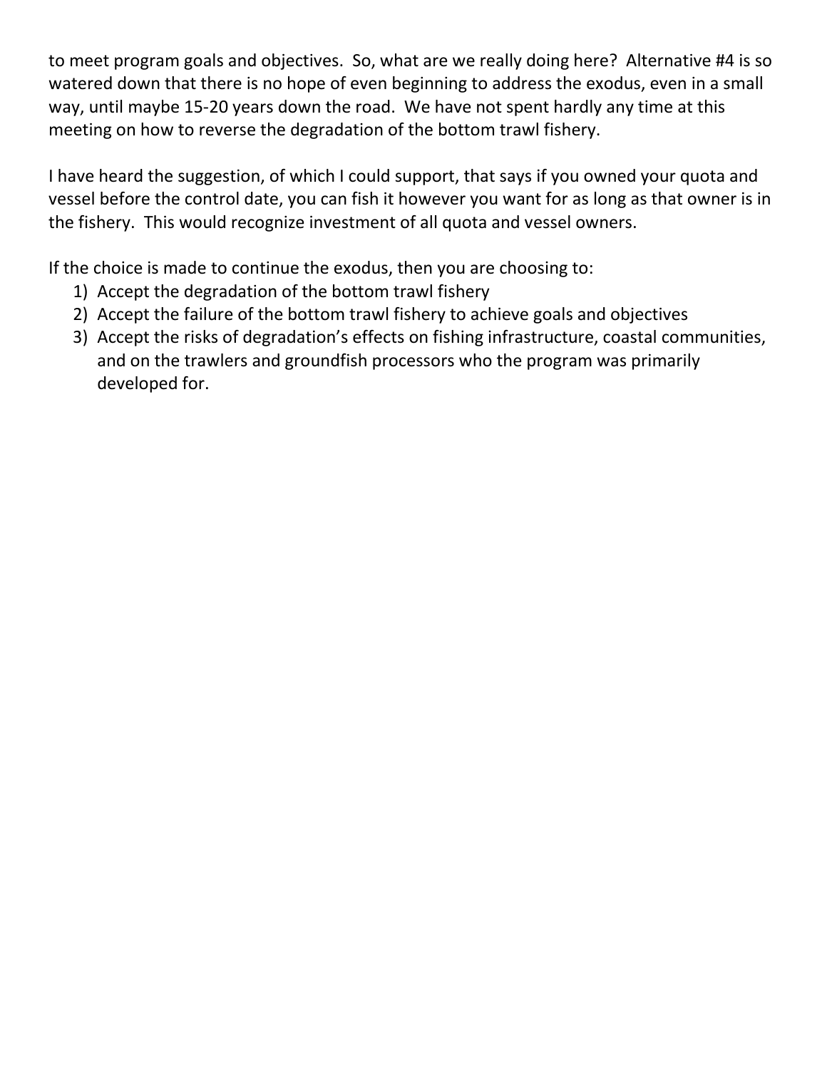to meet program goals and objectives. So, what are we really doing here? Alternative #4 is so watered down that there is no hope of even beginning to address the exodus, even in a small way, until maybe 15-20 years down the road. We have not spent hardly any time at this meeting on how to reverse the degradation of the bottom trawl fishery.

I have heard the suggestion, of which I could support, that says if you owned your quota and vessel before the control date, you can fish it however you want for as long as that owner is in the fishery. This would recognize investment of all quota and vessel owners.

If the choice is made to continue the exodus, then you are choosing to:

1) Accept the degradation of the bottom trawl fishery
2) Accept the failure of the bottom trawl fishery to achieve goals and objectives
3) Accept the risks of degradation's effects on fishing infrastructure, coastal communities, and on the trawlers and groundfish processors who the program was primarily developed for.